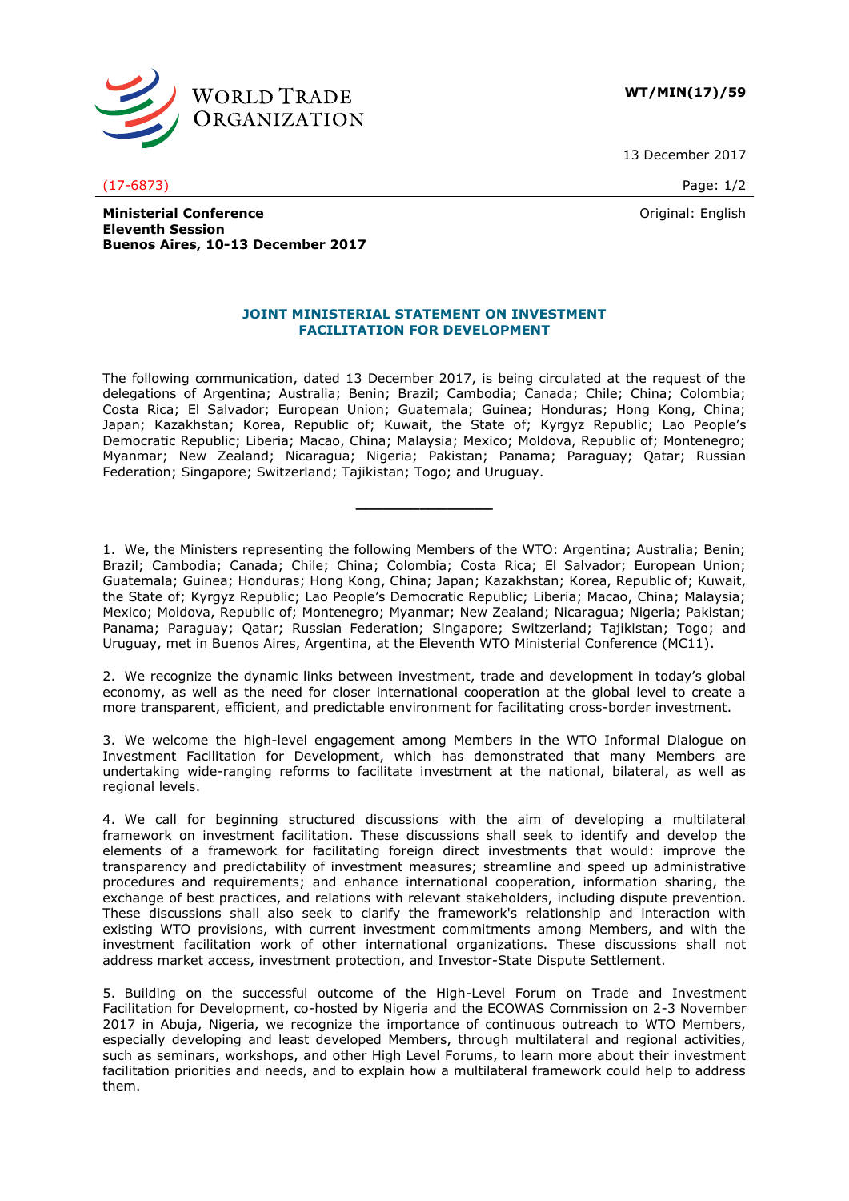**WT/MIN(17)/59**

13 December 2017

(17-6873)

Original: English

**Ministerial Conference**
**Eleventh Session**
**Buenos Aires, 10-13 December 2017**

## JOINT MINISTERIAL STATEMENT ON INVESTMENT FACILITATION FOR DEVELOPMENT

The following communication, dated 13 December 2017, is being circulated at the request of the delegations of Argentina; Australia; Benin; Brazil; Cambodia; Canada; Chile; China; Colombia; Costa Rica; El Salvador; European Union; Guatemala; Guinea; Honduras; Hong Kong, China; Japan; Kazakhstan; Korea, Republic of; Kuwait, the State of; Kyrgyz Republic; Lao People's Democratic Republic; Liberia; Macao, China; Malaysia; Mexico; Moldova, Republic of; Montenegro; Myanmar; New Zealand; Nicaragua; Nigeria; Pakistan; Panama; Paraguay; Qatar; Russian Federation; Singapore; Switzerland; Tajikistan; Togo; and Uruguay.

---

1. We, the Ministers representing the following Members of the WTO: Argentina; Australia; Benin; Brazil; Cambodia; Canada; Chile; China; Colombia; Costa Rica; El Salvador; European Union; Guatemala; Guinea; Honduras; Hong Kong, China; Japan; Kazakhstan; Korea, Republic of; Kuwait, the State of; Kyrgyz Republic; Lao People's Democratic Republic; Liberia; Macao, China; Malaysia; Mexico; Moldova, Republic of; Montenegro; Myanmar; New Zealand; Nicaragua; Nigeria; Pakistan; Panama; Paraguay; Qatar; Russian Federation; Singapore; Switzerland; Tajikistan; Togo; and Uruguay, met in Buenos Aires, Argentina, at the Eleventh WTO Ministerial Conference (MC11).

2. We recognize the dynamic links between investment, trade and development in today's global economy, as well as the need for closer international cooperation at the global level to create a more transparent, efficient, and predictable environment for facilitating cross-border investment.

3. We welcome the high-level engagement among Members in the WTO Informal Dialogue on Investment Facilitation for Development, which has demonstrated that many Members are undertaking wide-ranging reforms to facilitate investment at the national, bilateral, as well as regional levels.

4. We call for beginning structured discussions with the aim of developing a multilateral framework on investment facilitation. These discussions shall seek to identify and develop the elements of a framework for facilitating foreign direct investments that would: improve the transparency and predictability of investment measures; streamline and speed up administrative procedures and requirements; and enhance international cooperation, information sharing, the exchange of best practices, and relations with relevant stakeholders, including dispute prevention. These discussions shall also seek to clarify the framework's relationship and interaction with existing WTO provisions, with current investment commitments among Members, and with the investment facilitation work of other international organizations. These discussions shall not address market access, investment protection, and Investor-State Dispute Settlement.

5. Building on the successful outcome of the High-Level Forum on Trade and Investment Facilitation for Development, co-hosted by Nigeria and the ECOWAS Commission on 2-3 November 2017 in Abuja, Nigeria, we recognize the importance of continuous outreach to WTO Members, especially developing and least developed Members, through multilateral and regional activities, such as seminars, workshops, and other High Level Forums, to learn more about their investment facilitation priorities and needs, and to explain how a multilateral framework could help to address them.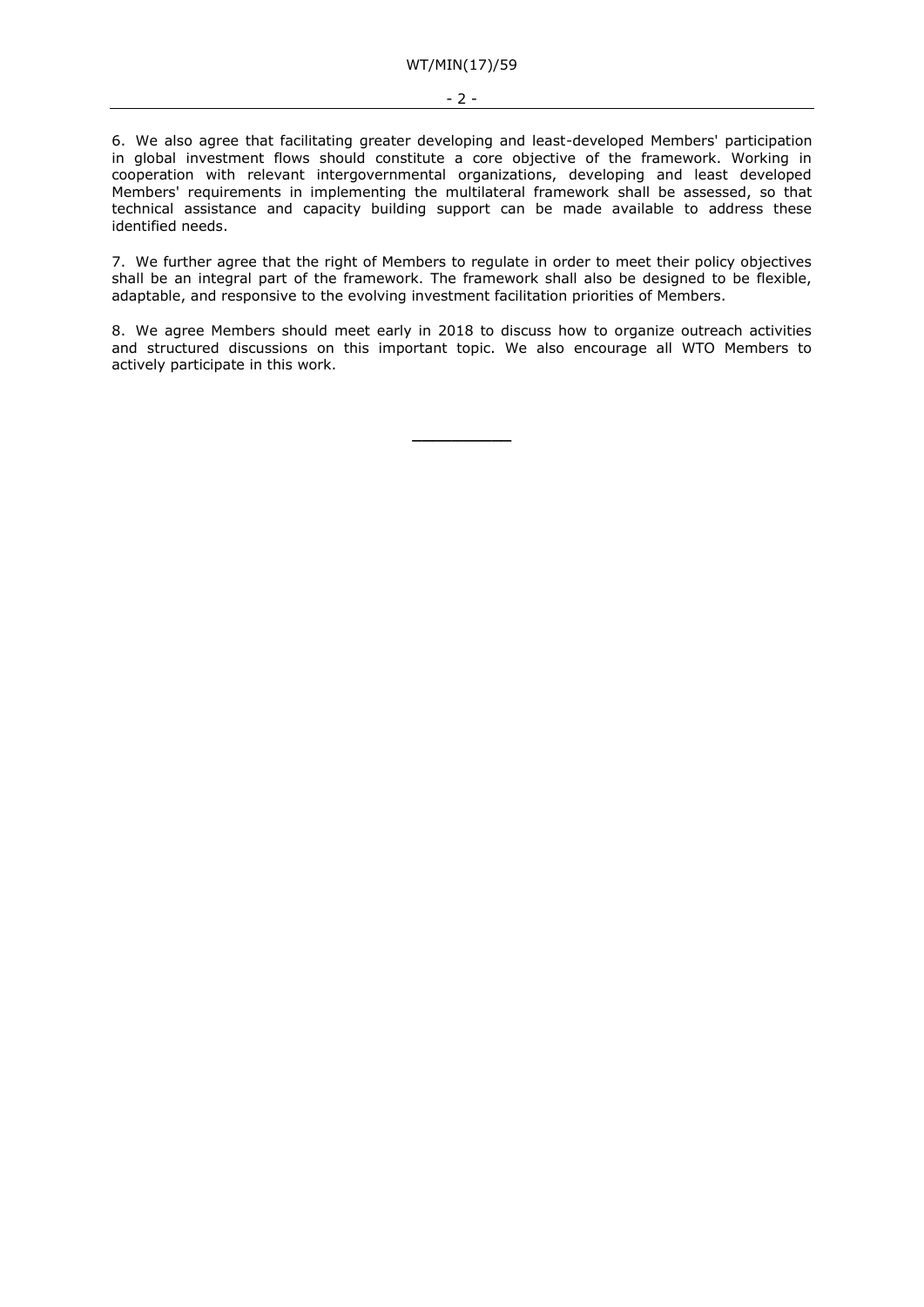6. We also agree that facilitating greater developing and least-developed Members' participation in global investment flows should constitute a core objective of the framework. Working in cooperation with relevant intergovernmental organizations, developing and least developed Members' requirements in implementing the multilateral framework shall be assessed, so that technical assistance and capacity building support can be made available to address these identified needs.

7. We further agree that the right of Members to regulate in order to meet their policy objectives shall be an integral part of the framework. The framework shall also be designed to be flexible, adaptable, and responsive to the evolving investment facilitation priorities of Members.

8. We agree Members should meet early in 2018 to discuss how to organize outreach activities and structured discussions on this important topic. We also encourage all WTO Members to actively participate in this work.

__________